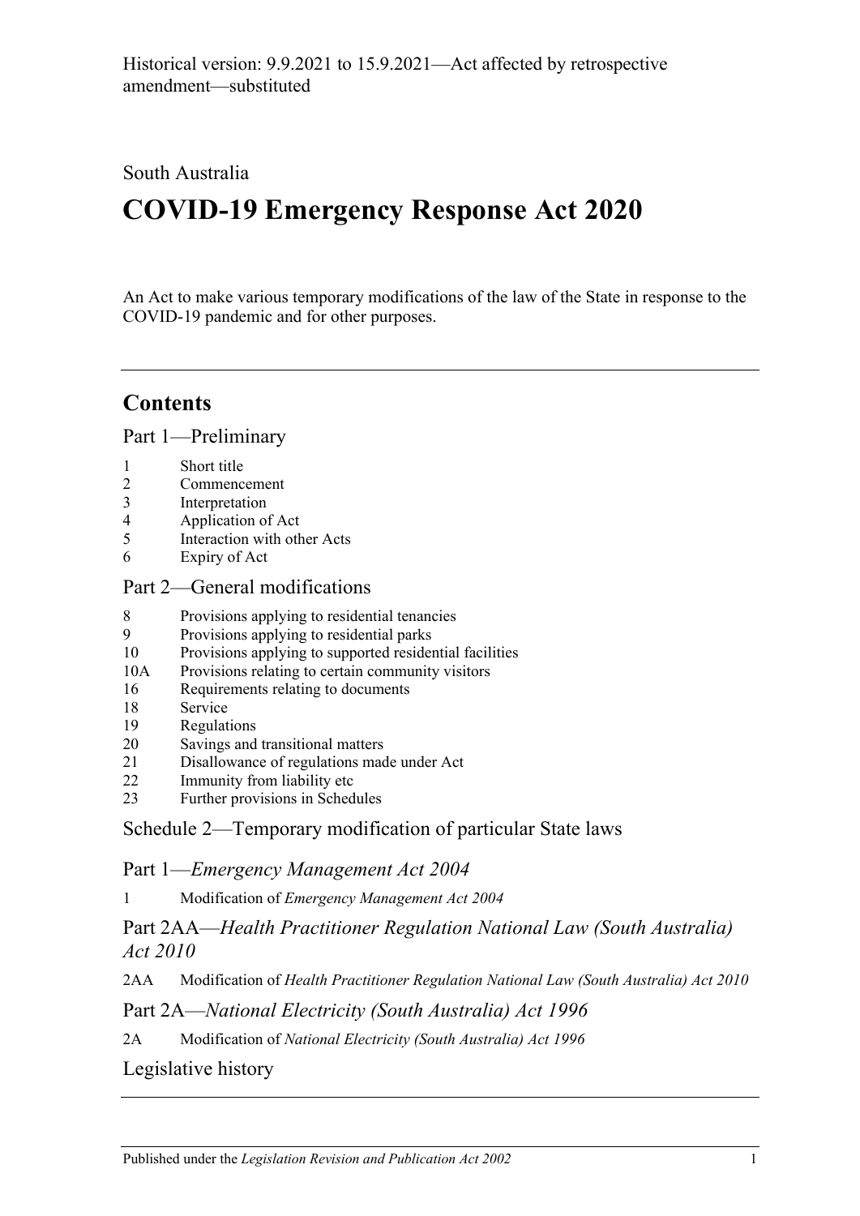Historical version: 9.9.2021 to 15.9.2021—Act affected by retrospective amendment—substituted

South Australia

# COVID-19 Emergency Response Act 2020

An Act to make various temporary modifications of the law of the State in response to the COVID-19 pandemic and for other purposes.

## Contents

Part 1—Preliminary

- 1 Short title
- 2 Commencement
- 3 Interpretation
- 4 Application of Act
- 5 Interaction with other Acts
- 6 Expiry of Act

Part 2—General modifications

- 8 Provisions applying to residential tenancies
- 9 Provisions applying to residential parks
- 10 Provisions applying to supported residential facilities
- 10A Provisions relating to certain community visitors
- 16 Requirements relating to documents
- 18 Service
- 19 Regulations
- 20 Savings and transitional matters
- 21 Disallowance of regulations made under Act
- 22 Immunity from liability etc
- 23 Further provisions in Schedules

Schedule 2—Temporary modification of particular State laws

Part 1—*Emergency Management Act 2004*

- 1 Modification of *Emergency Management Act 2004*

Part 2AA—*Health Practitioner Regulation National Law (South Australia) Act 2010*

- 2AA Modification of *Health Practitioner Regulation National Law (South Australia) Act 2010*

Part 2A—*National Electricity (South Australia) Act 1996*

- 2A Modification of *National Electricity (South Australia) Act 1996*

Legislative history

Published under the *Legislation Revision and Publication Act 2002*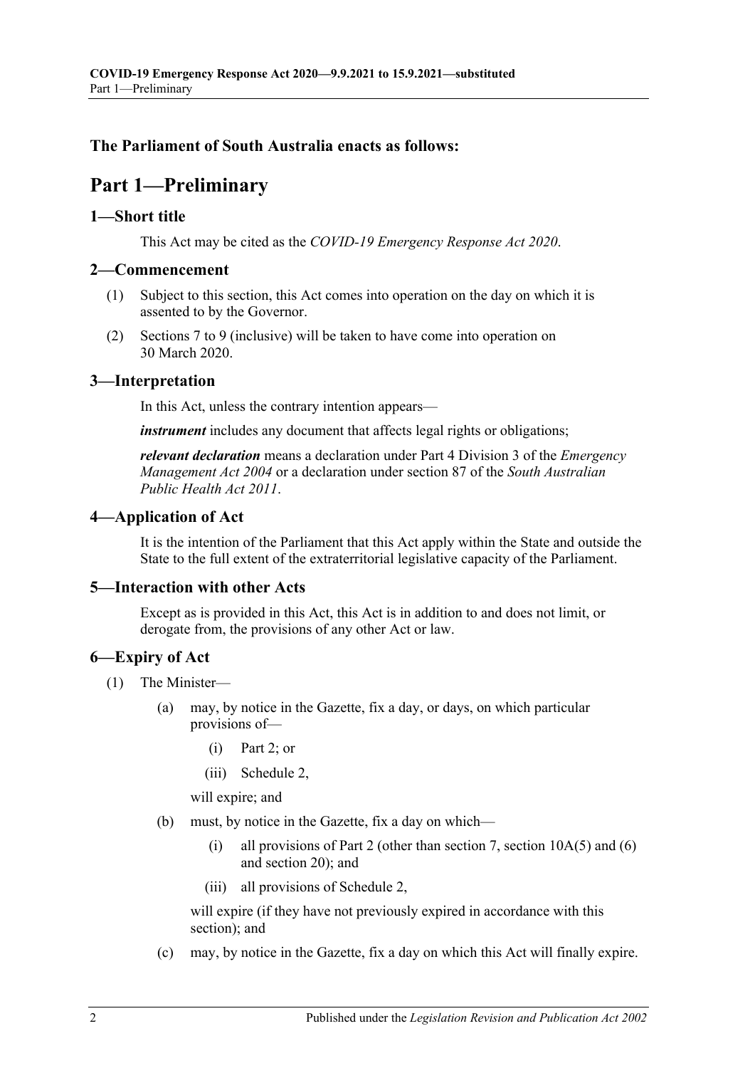**The Parliament of South Australia enacts as follows:**

# Part 1—Preliminary

## 1—Short title

This Act may be cited as the *COVID-19 Emergency Response Act 2020*.

## 2—Commencement

(1) Subject to this section, this Act comes into operation on the day on which it is assented to by the Governor.

(2) Sections 7 to 9 (inclusive) will be taken to have come into operation on 30 March 2020.

## 3—Interpretation

In this Act, unless the contrary intention appears—

***instrument*** includes any document that affects legal rights or obligations;

***relevant declaration*** means a declaration under Part 4 Division 3 of the *Emergency Management Act 2004* or a declaration under section 87 of the *South Australian Public Health Act 2011*.

## 4—Application of Act

It is the intention of the Parliament that this Act apply within the State and outside the State to the full extent of the extraterritorial legislative capacity of the Parliament.

## 5—Interaction with other Acts

Except as is provided in this Act, this Act is in addition to and does not limit, or derogate from, the provisions of any other Act or law.

## 6—Expiry of Act

(1) The Minister—

(a) may, by notice in the Gazette, fix a day, or days, on which particular provisions of—

(i) Part 2; or

(iii) Schedule 2,

will expire; and

(b) must, by notice in the Gazette, fix a day on which—

(i) all provisions of Part 2 (other than section 7, section 10A(5) and (6) and section 20); and

(iii) all provisions of Schedule 2,

will expire (if they have not previously expired in accordance with this section); and

(c) may, by notice in the Gazette, fix a day on which this Act will finally expire.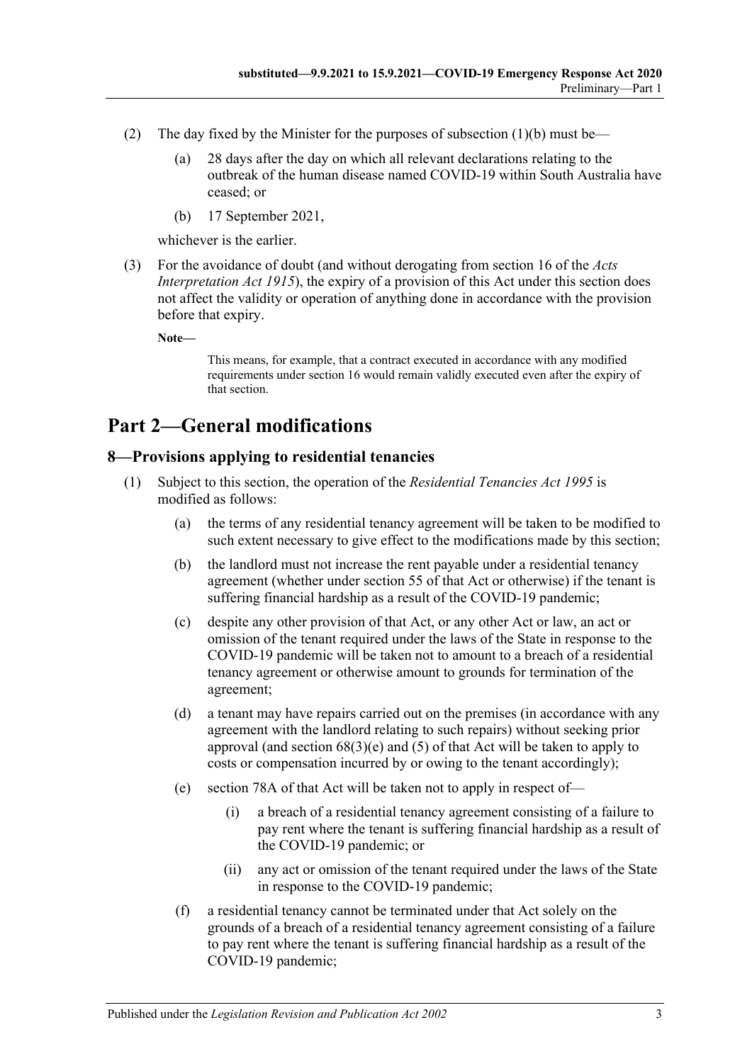(2) The day fixed by the Minister for the purposes of subsection (1)(b) must be—

(a) 28 days after the day on which all relevant declarations relating to the outbreak of the human disease named COVID-19 within South Australia have ceased; or

(b) 17 September 2021,

whichever is the earlier.

(3) For the avoidance of doubt (and without derogating from section 16 of the *Acts Interpretation Act 1915*), the expiry of a provision of this Act under this section does not affect the validity or operation of anything done in accordance with the provision before that expiry.

**Note—**

This means, for example, that a contract executed in accordance with any modified requirements under section 16 would remain validly executed even after the expiry of that section.

# Part 2—General modifications

## 8—Provisions applying to residential tenancies

(1) Subject to this section, the operation of the *Residential Tenancies Act 1995* is modified as follows:

(a) the terms of any residential tenancy agreement will be taken to be modified to such extent necessary to give effect to the modifications made by this section;

(b) the landlord must not increase the rent payable under a residential tenancy agreement (whether under section 55 of that Act or otherwise) if the tenant is suffering financial hardship as a result of the COVID-19 pandemic;

(c) despite any other provision of that Act, or any other Act or law, an act or omission of the tenant required under the laws of the State in response to the COVID-19 pandemic will be taken not to amount to a breach of a residential tenancy agreement or otherwise amount to grounds for termination of the agreement;

(d) a tenant may have repairs carried out on the premises (in accordance with any agreement with the landlord relating to such repairs) without seeking prior approval (and section 68(3)(e) and (5) of that Act will be taken to apply to costs or compensation incurred by or owing to the tenant accordingly);

(e) section 78A of that Act will be taken not to apply in respect of—

(i) a breach of a residential tenancy agreement consisting of a failure to pay rent where the tenant is suffering financial hardship as a result of the COVID-19 pandemic; or

(ii) any act or omission of the tenant required under the laws of the State in response to the COVID-19 pandemic;

(f) a residential tenancy cannot be terminated under that Act solely on the grounds of a breach of a residential tenancy agreement consisting of a failure to pay rent where the tenant is suffering financial hardship as a result of the COVID-19 pandemic;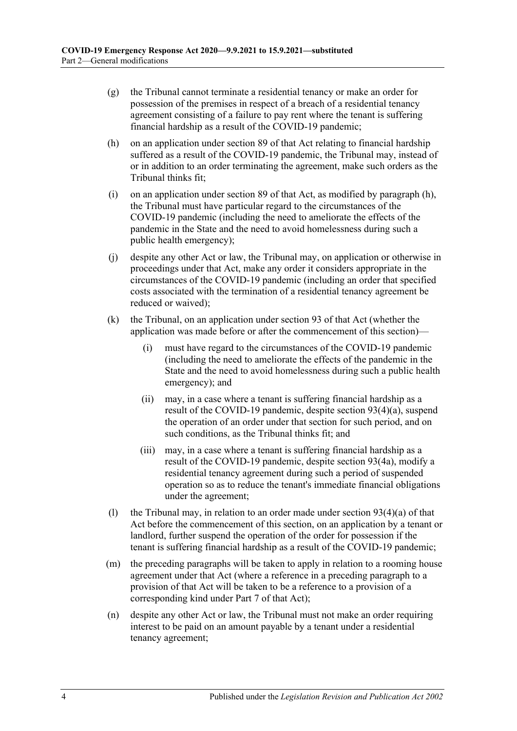(g) the Tribunal cannot terminate a residential tenancy or make an order for possession of the premises in respect of a breach of a residential tenancy agreement consisting of a failure to pay rent where the tenant is suffering financial hardship as a result of the COVID-19 pandemic;

(h) on an application under section 89 of that Act relating to financial hardship suffered as a result of the COVID-19 pandemic, the Tribunal may, instead of or in addition to an order terminating the agreement, make such orders as the Tribunal thinks fit;

(i) on an application under section 89 of that Act, as modified by paragraph (h), the Tribunal must have particular regard to the circumstances of the COVID-19 pandemic (including the need to ameliorate the effects of the pandemic in the State and the need to avoid homelessness during such a public health emergency);

(j) despite any other Act or law, the Tribunal may, on application or otherwise in proceedings under that Act, make any order it considers appropriate in the circumstances of the COVID-19 pandemic (including an order that specified costs associated with the termination of a residential tenancy agreement be reduced or waived);

(k) the Tribunal, on an application under section 93 of that Act (whether the application was made before or after the commencement of this section)—

(i) must have regard to the circumstances of the COVID-19 pandemic (including the need to ameliorate the effects of the pandemic in the State and the need to avoid homelessness during such a public health emergency); and

(ii) may, in a case where a tenant is suffering financial hardship as a result of the COVID-19 pandemic, despite section 93(4)(a), suspend the operation of an order under that section for such period, and on such conditions, as the Tribunal thinks fit; and

(iii) may, in a case where a tenant is suffering financial hardship as a result of the COVID-19 pandemic, despite section 93(4a), modify a residential tenancy agreement during such a period of suspended operation so as to reduce the tenant's immediate financial obligations under the agreement;

(l) the Tribunal may, in relation to an order made under section 93(4)(a) of that Act before the commencement of this section, on an application by a tenant or landlord, further suspend the operation of the order for possession if the tenant is suffering financial hardship as a result of the COVID-19 pandemic;

(m) the preceding paragraphs will be taken to apply in relation to a rooming house agreement under that Act (where a reference in a preceding paragraph to a provision of that Act will be taken to be a reference to a provision of a corresponding kind under Part 7 of that Act);

(n) despite any other Act or law, the Tribunal must not make an order requiring interest to be paid on an amount payable by a tenant under a residential tenancy agreement;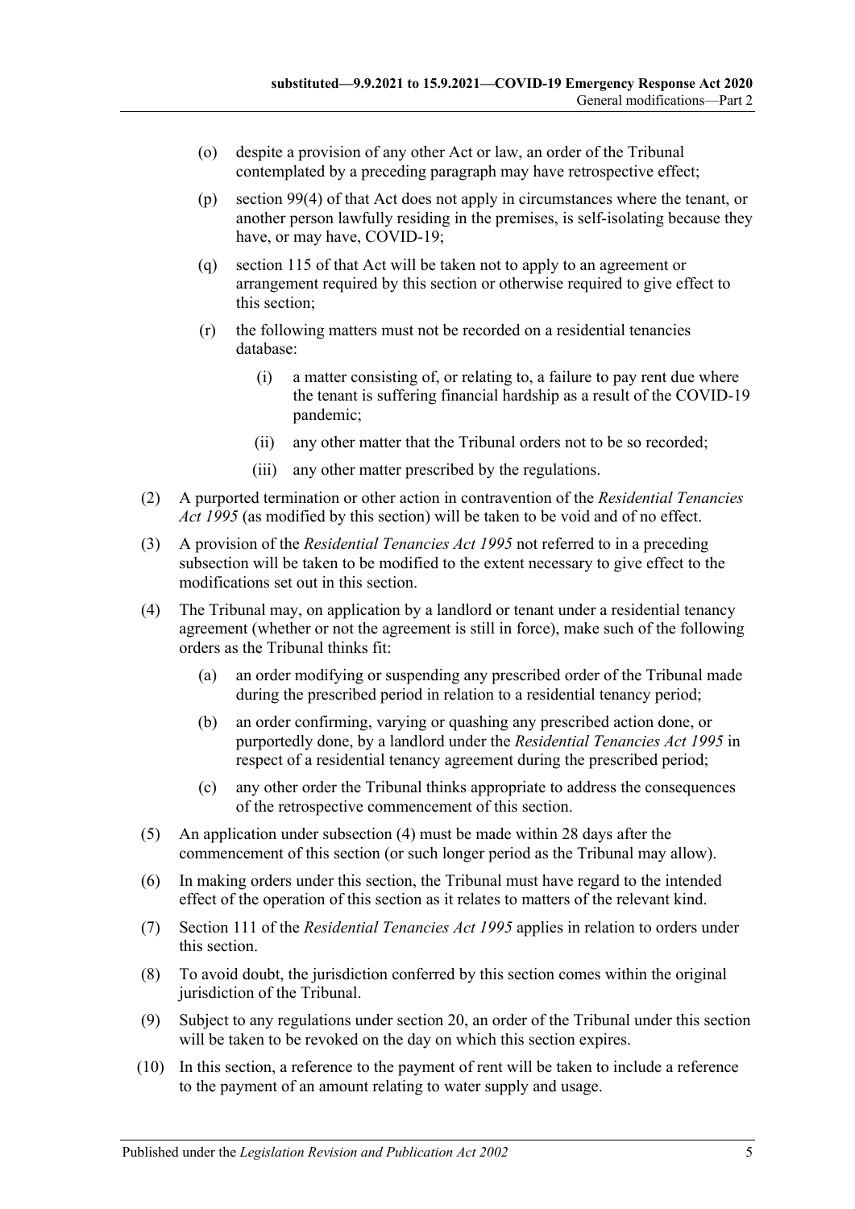(o) despite a provision of any other Act or law, an order of the Tribunal contemplated by a preceding paragraph may have retrospective effect;

(p) section 99(4) of that Act does not apply in circumstances where the tenant, or another person lawfully residing in the premises, is self-isolating because they have, or may have, COVID-19;

(q) section 115 of that Act will be taken not to apply to an agreement or arrangement required by this section or otherwise required to give effect to this section;

(r) the following matters must not be recorded on a residential tenancies database:

(i) a matter consisting of, or relating to, a failure to pay rent due where the tenant is suffering financial hardship as a result of the COVID-19 pandemic;

(ii) any other matter that the Tribunal orders not to be so recorded;

(iii) any other matter prescribed by the regulations.

(2) A purported termination or other action in contravention of the *Residential Tenancies Act 1995* (as modified by this section) will be taken to be void and of no effect.

(3) A provision of the *Residential Tenancies Act 1995* not referred to in a preceding subsection will be taken to be modified to the extent necessary to give effect to the modifications set out in this section.

(4) The Tribunal may, on application by a landlord or tenant under a residential tenancy agreement (whether or not the agreement is still in force), make such of the following orders as the Tribunal thinks fit:

(a) an order modifying or suspending any prescribed order of the Tribunal made during the prescribed period in relation to a residential tenancy period;

(b) an order confirming, varying or quashing any prescribed action done, or purportedly done, by a landlord under the *Residential Tenancies Act 1995* in respect of a residential tenancy agreement during the prescribed period;

(c) any other order the Tribunal thinks appropriate to address the consequences of the retrospective commencement of this section.

(5) An application under subsection (4) must be made within 28 days after the commencement of this section (or such longer period as the Tribunal may allow).

(6) In making orders under this section, the Tribunal must have regard to the intended effect of the operation of this section as it relates to matters of the relevant kind.

(7) Section 111 of the *Residential Tenancies Act 1995* applies in relation to orders under this section.

(8) To avoid doubt, the jurisdiction conferred by this section comes within the original jurisdiction of the Tribunal.

(9) Subject to any regulations under section 20, an order of the Tribunal under this section will be taken to be revoked on the day on which this section expires.

(10) In this section, a reference to the payment of rent will be taken to include a reference to the payment of an amount relating to water supply and usage.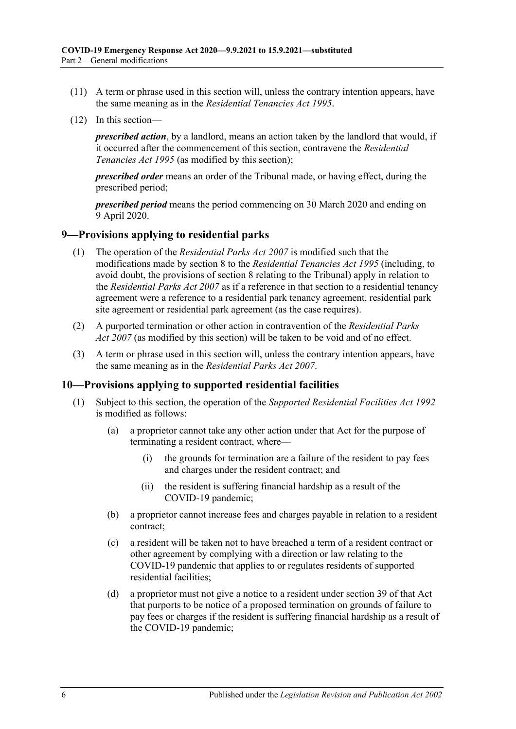(11) A term or phrase used in this section will, unless the contrary intention appears, have the same meaning as in the *Residential Tenancies Act 1995*.

(12) In this section—

***prescribed action***, by a landlord, means an action taken by the landlord that would, if it occurred after the commencement of this section, contravene the *Residential Tenancies Act 1995* (as modified by this section);

***prescribed order*** means an order of the Tribunal made, or having effect, during the prescribed period;

***prescribed period*** means the period commencing on 30 March 2020 and ending on 9 April 2020.

## 9—Provisions applying to residential parks

(1) The operation of the *Residential Parks Act 2007* is modified such that the modifications made by section 8 to the *Residential Tenancies Act 1995* (including, to avoid doubt, the provisions of section 8 relating to the Tribunal) apply in relation to the *Residential Parks Act 2007* as if a reference in that section to a residential tenancy agreement were a reference to a residential park tenancy agreement, residential park site agreement or residential park agreement (as the case requires).

(2) A purported termination or other action in contravention of the *Residential Parks Act 2007* (as modified by this section) will be taken to be void and of no effect.

(3) A term or phrase used in this section will, unless the contrary intention appears, have the same meaning as in the *Residential Parks Act 2007*.

## 10—Provisions applying to supported residential facilities

(1) Subject to this section, the operation of the *Supported Residential Facilities Act 1992* is modified as follows:

(a) a proprietor cannot take any other action under that Act for the purpose of terminating a resident contract, where—

(i) the grounds for termination are a failure of the resident to pay fees and charges under the resident contract; and

(ii) the resident is suffering financial hardship as a result of the COVID-19 pandemic;

(b) a proprietor cannot increase fees and charges payable in relation to a resident contract;

(c) a resident will be taken not to have breached a term of a resident contract or other agreement by complying with a direction or law relating to the COVID-19 pandemic that applies to or regulates residents of supported residential facilities;

(d) a proprietor must not give a notice to a resident under section 39 of that Act that purports to be notice of a proposed termination on grounds of failure to pay fees or charges if the resident is suffering financial hardship as a result of the COVID-19 pandemic;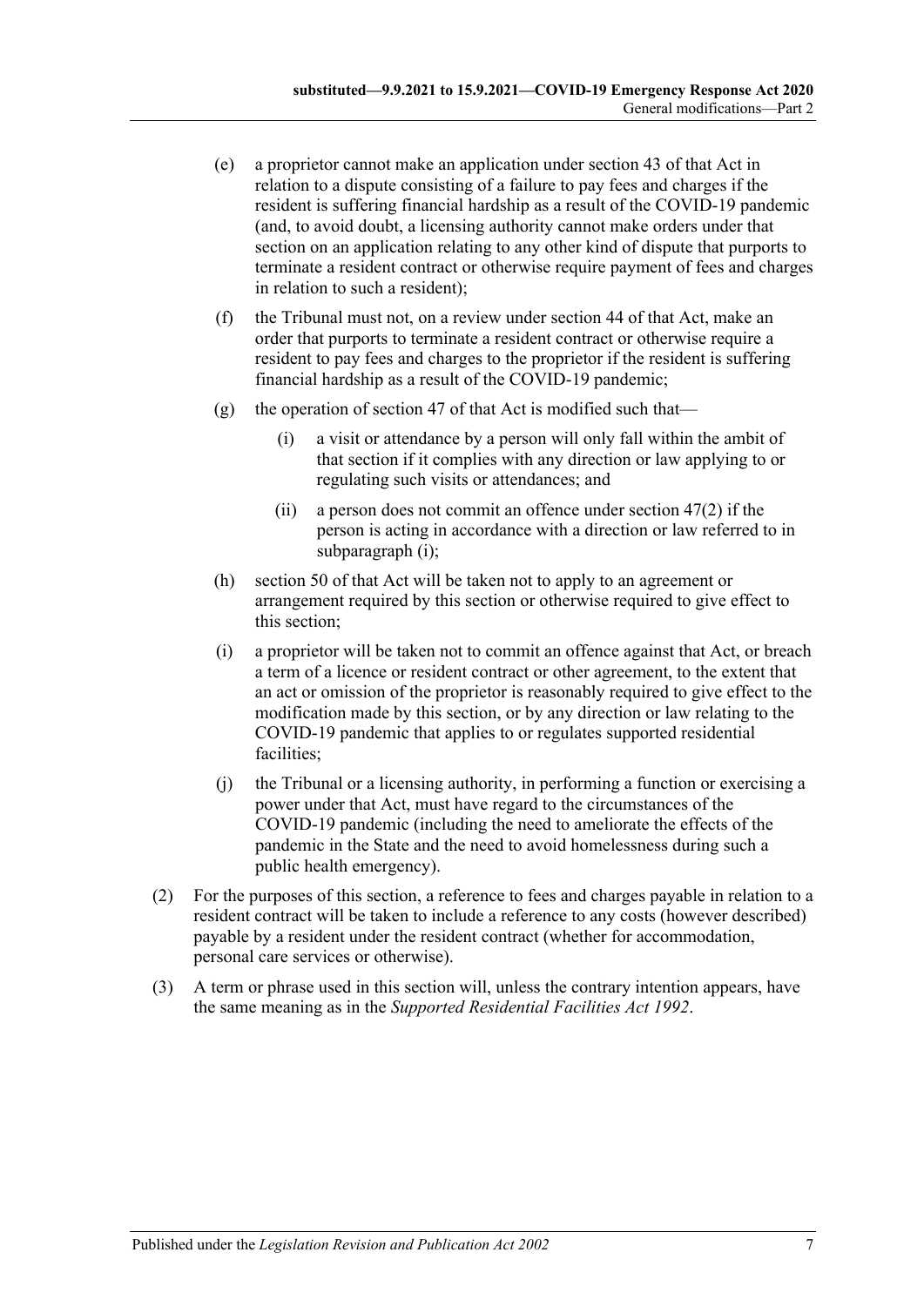(e) a proprietor cannot make an application under section 43 of that Act in relation to a dispute consisting of a failure to pay fees and charges if the resident is suffering financial hardship as a result of the COVID-19 pandemic (and, to avoid doubt, a licensing authority cannot make orders under that section on an application relating to any other kind of dispute that purports to terminate a resident contract or otherwise require payment of fees and charges in relation to such a resident);

(f) the Tribunal must not, on a review under section 44 of that Act, make an order that purports to terminate a resident contract or otherwise require a resident to pay fees and charges to the proprietor if the resident is suffering financial hardship as a result of the COVID-19 pandemic;

(g) the operation of section 47 of that Act is modified such that—

(i) a visit or attendance by a person will only fall within the ambit of that section if it complies with any direction or law applying to or regulating such visits or attendances; and

(ii) a person does not commit an offence under section 47(2) if the person is acting in accordance with a direction or law referred to in subparagraph (i);

(h) section 50 of that Act will be taken not to apply to an agreement or arrangement required by this section or otherwise required to give effect to this section;

(i) a proprietor will be taken not to commit an offence against that Act, or breach a term of a licence or resident contract or other agreement, to the extent that an act or omission of the proprietor is reasonably required to give effect to the modification made by this section, or by any direction or law relating to the COVID-19 pandemic that applies to or regulates supported residential facilities;

(j) the Tribunal or a licensing authority, in performing a function or exercising a power under that Act, must have regard to the circumstances of the COVID-19 pandemic (including the need to ameliorate the effects of the pandemic in the State and the need to avoid homelessness during such a public health emergency).

(2) For the purposes of this section, a reference to fees and charges payable in relation to a resident contract will be taken to include a reference to any costs (however described) payable by a resident under the resident contract (whether for accommodation, personal care services or otherwise).

(3) A term or phrase used in this section will, unless the contrary intention appears, have the same meaning as in the *Supported Residential Facilities Act 1992*.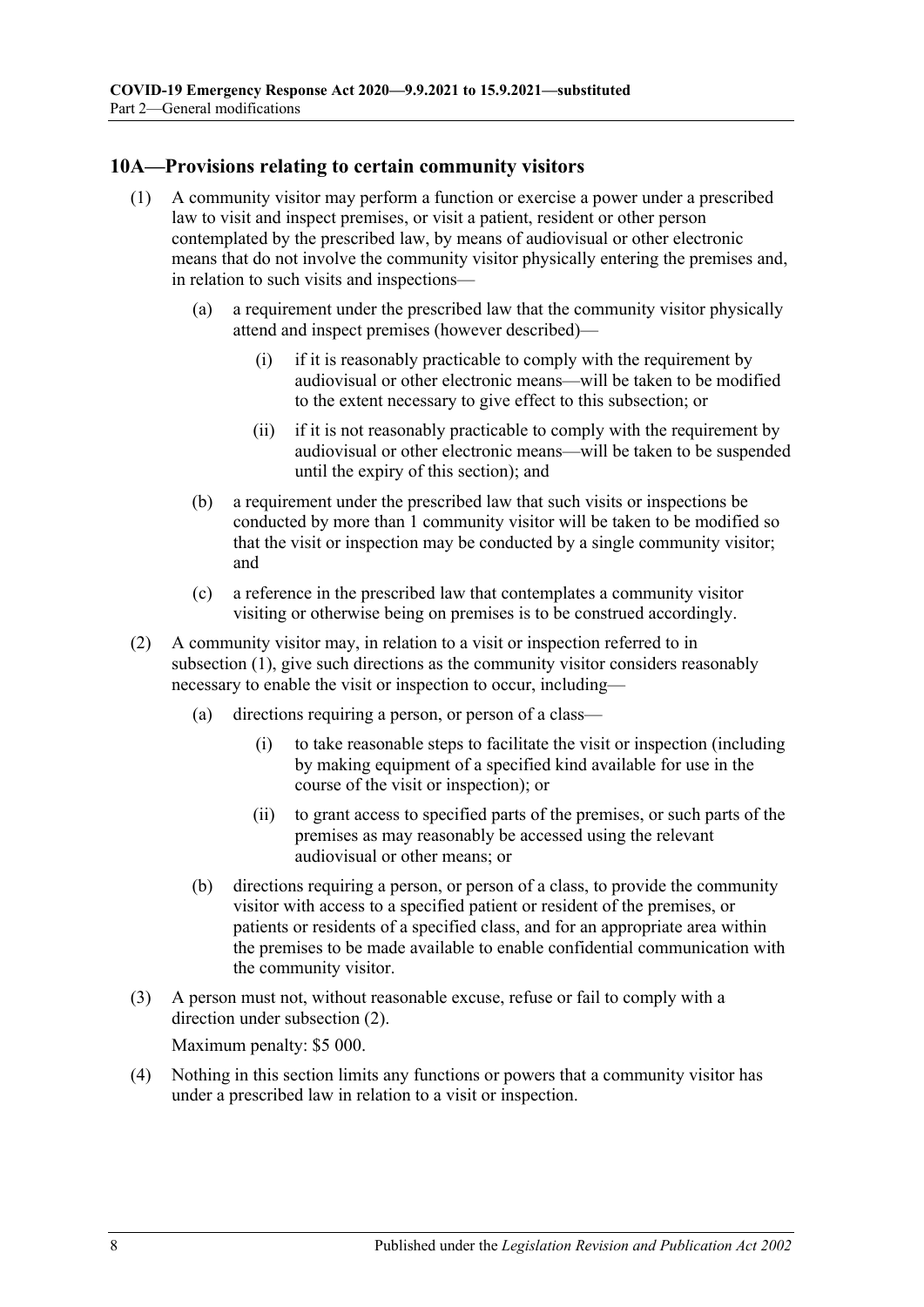## 10A—Provisions relating to certain community visitors

(1) A community visitor may perform a function or exercise a power under a prescribed law to visit and inspect premises, or visit a patient, resident or other person contemplated by the prescribed law, by means of audiovisual or other electronic means that do not involve the community visitor physically entering the premises and, in relation to such visits and inspections—

  (a) a requirement under the prescribed law that the community visitor physically attend and inspect premises (however described)—

    (i) if it is reasonably practicable to comply with the requirement by audiovisual or other electronic means—will be taken to be modified to the extent necessary to give effect to this subsection; or

    (ii) if it is not reasonably practicable to comply with the requirement by audiovisual or other electronic means—will be taken to be suspended until the expiry of this section); and

  (b) a requirement under the prescribed law that such visits or inspections be conducted by more than 1 community visitor will be taken to be modified so that the visit or inspection may be conducted by a single community visitor; and

  (c) a reference in the prescribed law that contemplates a community visitor visiting or otherwise being on premises is to be construed accordingly.

(2) A community visitor may, in relation to a visit or inspection referred to in subsection (1), give such directions as the community visitor considers reasonably necessary to enable the visit or inspection to occur, including—

  (a) directions requiring a person, or person of a class—

    (i) to take reasonable steps to facilitate the visit or inspection (including by making equipment of a specified kind available for use in the course of the visit or inspection); or

    (ii) to grant access to specified parts of the premises, or such parts of the premises as may reasonably be accessed using the relevant audiovisual or other means; or

  (b) directions requiring a person, or person of a class, to provide the community visitor with access to a specified patient or resident of the premises, or patients or residents of a specified class, and for an appropriate area within the premises to be made available to enable confidential communication with the community visitor.

(3) A person must not, without reasonable excuse, refuse or fail to comply with a direction under subsection (2).

Maximum penalty: $5 000.

(4) Nothing in this section limits any functions or powers that a community visitor has under a prescribed law in relation to a visit or inspection.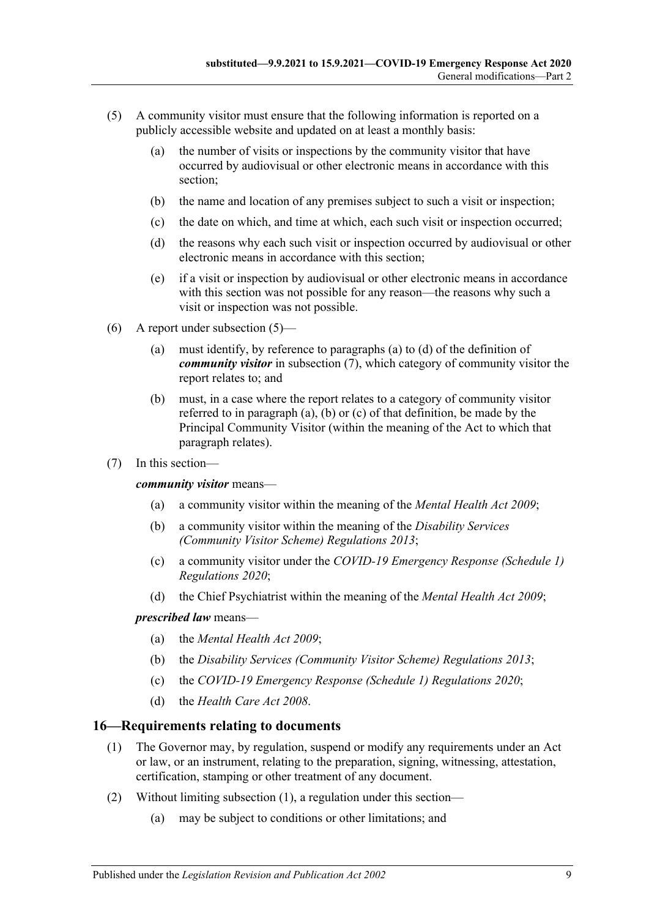(5) A community visitor must ensure that the following information is reported on a publicly accessible website and updated on at least a monthly basis:

(a) the number of visits or inspections by the community visitor that have occurred by audiovisual or other electronic means in accordance with this section;

(b) the name and location of any premises subject to such a visit or inspection;

(c) the date on which, and time at which, each such visit or inspection occurred;

(d) the reasons why each such visit or inspection occurred by audiovisual or other electronic means in accordance with this section;

(e) if a visit or inspection by audiovisual or other electronic means in accordance with this section was not possible for any reason—the reasons why such a visit or inspection was not possible.

(6) A report under subsection (5)—

(a) must identify, by reference to paragraphs (a) to (d) of the definition of ***community visitor*** in subsection (7), which category of community visitor the report relates to; and

(b) must, in a case where the report relates to a category of community visitor referred to in paragraph (a), (b) or (c) of that definition, be made by the Principal Community Visitor (within the meaning of the Act to which that paragraph relates).

(7) In this section—

***community visitor*** means—

(a) a community visitor within the meaning of the *Mental Health Act 2009*;

(b) a community visitor within the meaning of the *Disability Services (Community Visitor Scheme) Regulations 2013*;

(c) a community visitor under the *COVID-19 Emergency Response (Schedule 1) Regulations 2020*;

(d) the Chief Psychiatrist within the meaning of the *Mental Health Act 2009*;

***prescribed law*** means—

(a) the *Mental Health Act 2009*;

(b) the *Disability Services (Community Visitor Scheme) Regulations 2013*;

(c) the *COVID-19 Emergency Response (Schedule 1) Regulations 2020*;

(d) the *Health Care Act 2008*.

## 16—Requirements relating to documents

(1) The Governor may, by regulation, suspend or modify any requirements under an Act or law, or an instrument, relating to the preparation, signing, witnessing, attestation, certification, stamping or other treatment of any document.

(2) Without limiting subsection (1), a regulation under this section—

(a) may be subject to conditions or other limitations; and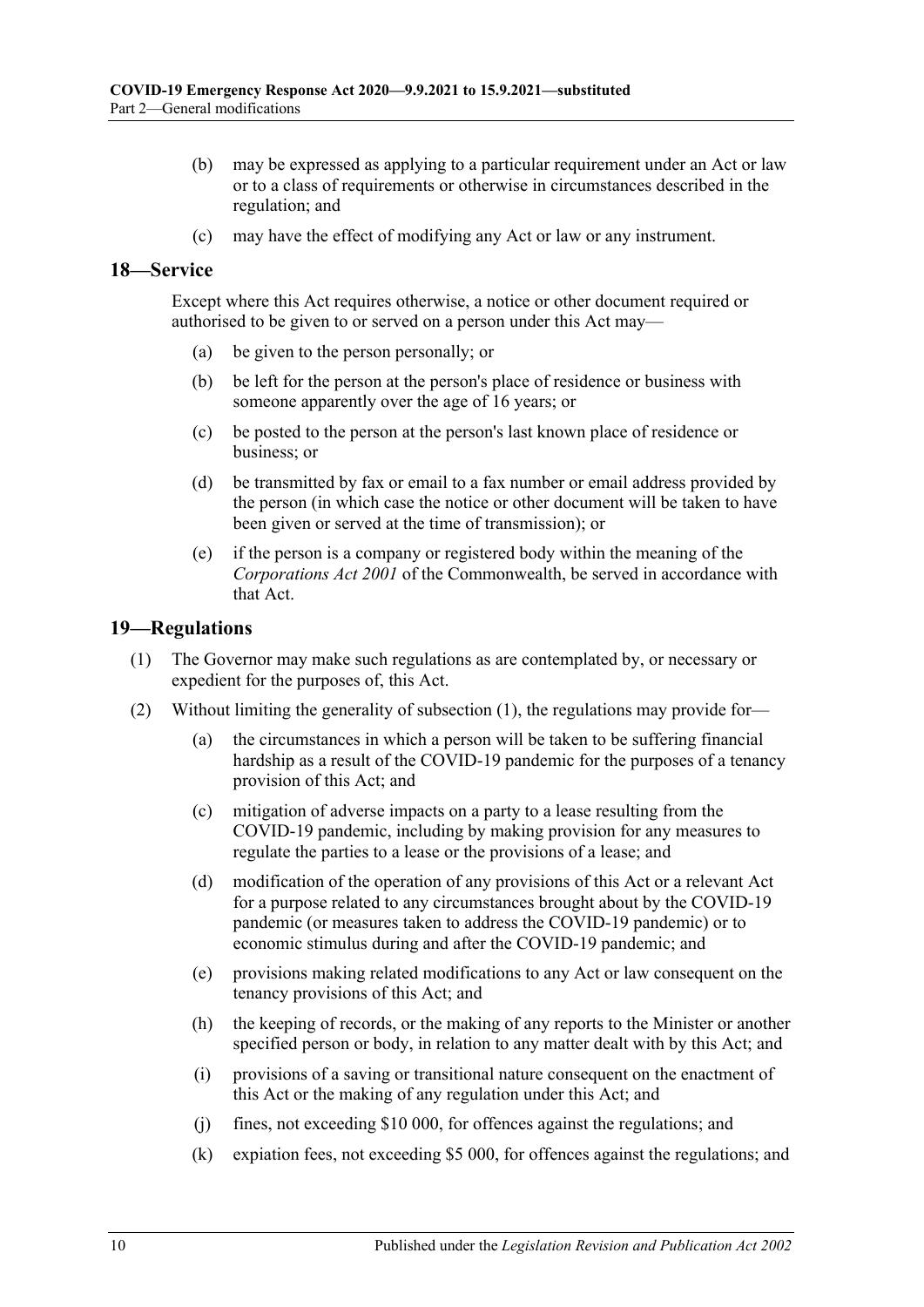(b) may be expressed as applying to a particular requirement under an Act or law or to a class of requirements or otherwise in circumstances described in the regulation; and

(c) may have the effect of modifying any Act or law or any instrument.

## 18—Service

Except where this Act requires otherwise, a notice or other document required or authorised to be given to or served on a person under this Act may—

(a) be given to the person personally; or

(b) be left for the person at the person's place of residence or business with someone apparently over the age of 16 years; or

(c) be posted to the person at the person's last known place of residence or business; or

(d) be transmitted by fax or email to a fax number or email address provided by the person (in which case the notice or other document will be taken to have been given or served at the time of transmission); or

(e) if the person is a company or registered body within the meaning of the *Corporations Act 2001* of the Commonwealth, be served in accordance with that Act.

## 19—Regulations

(1) The Governor may make such regulations as are contemplated by, or necessary or expedient for the purposes of, this Act.

(2) Without limiting the generality of subsection (1), the regulations may provide for—

(a) the circumstances in which a person will be taken to be suffering financial hardship as a result of the COVID-19 pandemic for the purposes of a tenancy provision of this Act; and

(c) mitigation of adverse impacts on a party to a lease resulting from the COVID-19 pandemic, including by making provision for any measures to regulate the parties to a lease or the provisions of a lease; and

(d) modification of the operation of any provisions of this Act or a relevant Act for a purpose related to any circumstances brought about by the COVID-19 pandemic (or measures taken to address the COVID-19 pandemic) or to economic stimulus during and after the COVID-19 pandemic; and

(e) provisions making related modifications to any Act or law consequent on the tenancy provisions of this Act; and

(h) the keeping of records, or the making of any reports to the Minister or another specified person or body, in relation to any matter dealt with by this Act; and

(i) provisions of a saving or transitional nature consequent on the enactment of this Act or the making of any regulation under this Act; and

(j) fines, not exceeding \$10 000, for offences against the regulations; and

(k) expiation fees, not exceeding \$5 000, for offences against the regulations; and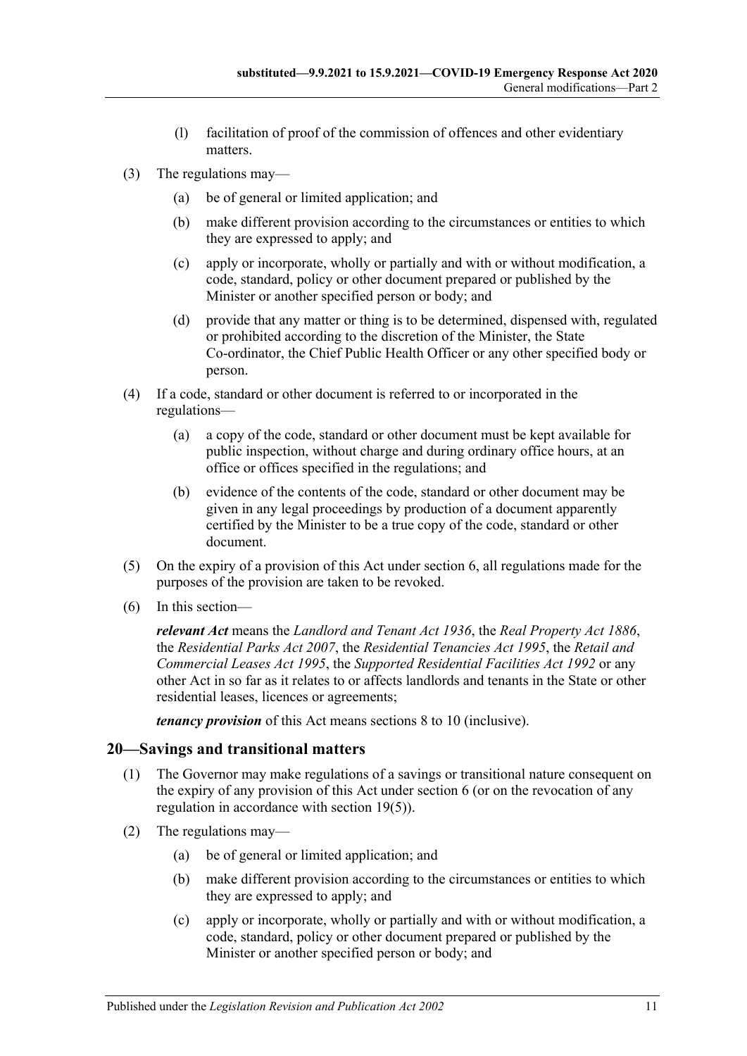(l) facilitation of proof of the commission of offences and other evidentiary matters.

(3) The regulations may—

(a) be of general or limited application; and

(b) make different provision according to the circumstances or entities to which they are expressed to apply; and

(c) apply or incorporate, wholly or partially and with or without modification, a code, standard, policy or other document prepared or published by the Minister or another specified person or body; and

(d) provide that any matter or thing is to be determined, dispensed with, regulated or prohibited according to the discretion of the Minister, the State Co-ordinator, the Chief Public Health Officer or any other specified body or person.

(4) If a code, standard or other document is referred to or incorporated in the regulations—

(a) a copy of the code, standard or other document must be kept available for public inspection, without charge and during ordinary office hours, at an office or offices specified in the regulations; and

(b) evidence of the contents of the code, standard or other document may be given in any legal proceedings by production of a document apparently certified by the Minister to be a true copy of the code, standard or other document.

(5) On the expiry of a provision of this Act under section 6, all regulations made for the purposes of the provision are taken to be revoked.

(6) In this section—

***relevant Act*** means the *Landlord and Tenant Act 1936*, the *Real Property Act 1886*, the *Residential Parks Act 2007*, the *Residential Tenancies Act 1995*, the *Retail and Commercial Leases Act 1995*, the *Supported Residential Facilities Act 1992* or any other Act in so far as it relates to or affects landlords and tenants in the State or other residential leases, licences or agreements;

***tenancy provision*** of this Act means sections 8 to 10 (inclusive).

## 20—Savings and transitional matters

(1) The Governor may make regulations of a savings or transitional nature consequent on the expiry of any provision of this Act under section 6 (or on the revocation of any regulation in accordance with section 19(5)).

(2) The regulations may—

(a) be of general or limited application; and

(b) make different provision according to the circumstances or entities to which they are expressed to apply; and

(c) apply or incorporate, wholly or partially and with or without modification, a code, standard, policy or other document prepared or published by the Minister or another specified person or body; and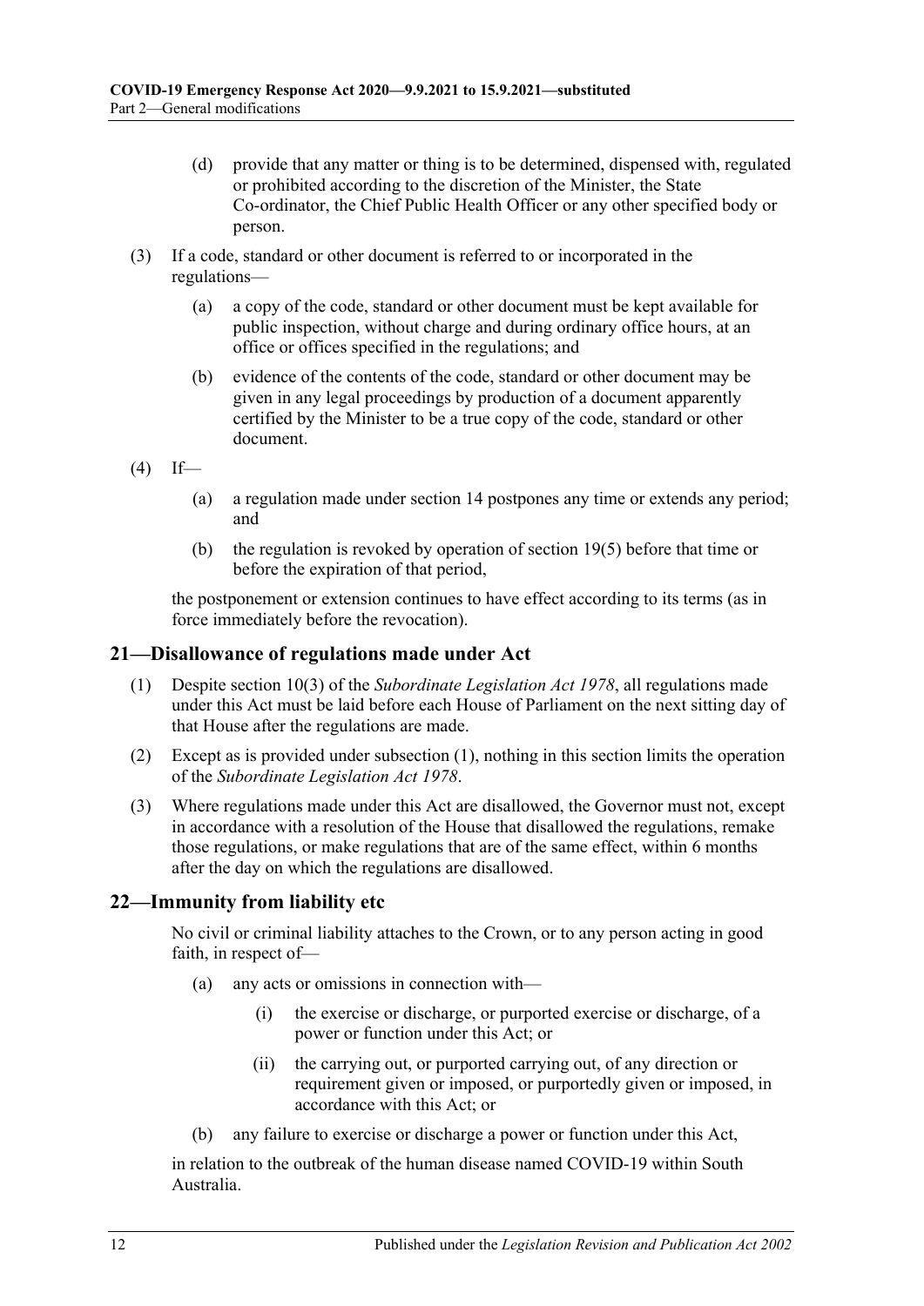(d) provide that any matter or thing is to be determined, dispensed with, regulated or prohibited according to the discretion of the Minister, the State Co-ordinator, the Chief Public Health Officer or any other specified body or person.

(3) If a code, standard or other document is referred to or incorporated in the regulations—

(a) a copy of the code, standard or other document must be kept available for public inspection, without charge and during ordinary office hours, at an office or offices specified in the regulations; and

(b) evidence of the contents of the code, standard or other document may be given in any legal proceedings by production of a document apparently certified by the Minister to be a true copy of the code, standard or other document.

(4) If—

(a) a regulation made under section 14 postpones any time or extends any period; and

(b) the regulation is revoked by operation of section 19(5) before that time or before the expiration of that period,

the postponement or extension continues to have effect according to its terms (as in force immediately before the revocation).

## 21—Disallowance of regulations made under Act

(1) Despite section 10(3) of the *Subordinate Legislation Act 1978*, all regulations made under this Act must be laid before each House of Parliament on the next sitting day of that House after the regulations are made.

(2) Except as is provided under subsection (1), nothing in this section limits the operation of the *Subordinate Legislation Act 1978*.

(3) Where regulations made under this Act are disallowed, the Governor must not, except in accordance with a resolution of the House that disallowed the regulations, remake those regulations, or make regulations that are of the same effect, within 6 months after the day on which the regulations are disallowed.

## 22—Immunity from liability etc

No civil or criminal liability attaches to the Crown, or to any person acting in good faith, in respect of—

(a) any acts or omissions in connection with—

(i) the exercise or discharge, or purported exercise or discharge, of a power or function under this Act; or

(ii) the carrying out, or purported carrying out, of any direction or requirement given or imposed, or purportedly given or imposed, in accordance with this Act; or

(b) any failure to exercise or discharge a power or function under this Act,

in relation to the outbreak of the human disease named COVID-19 within South Australia.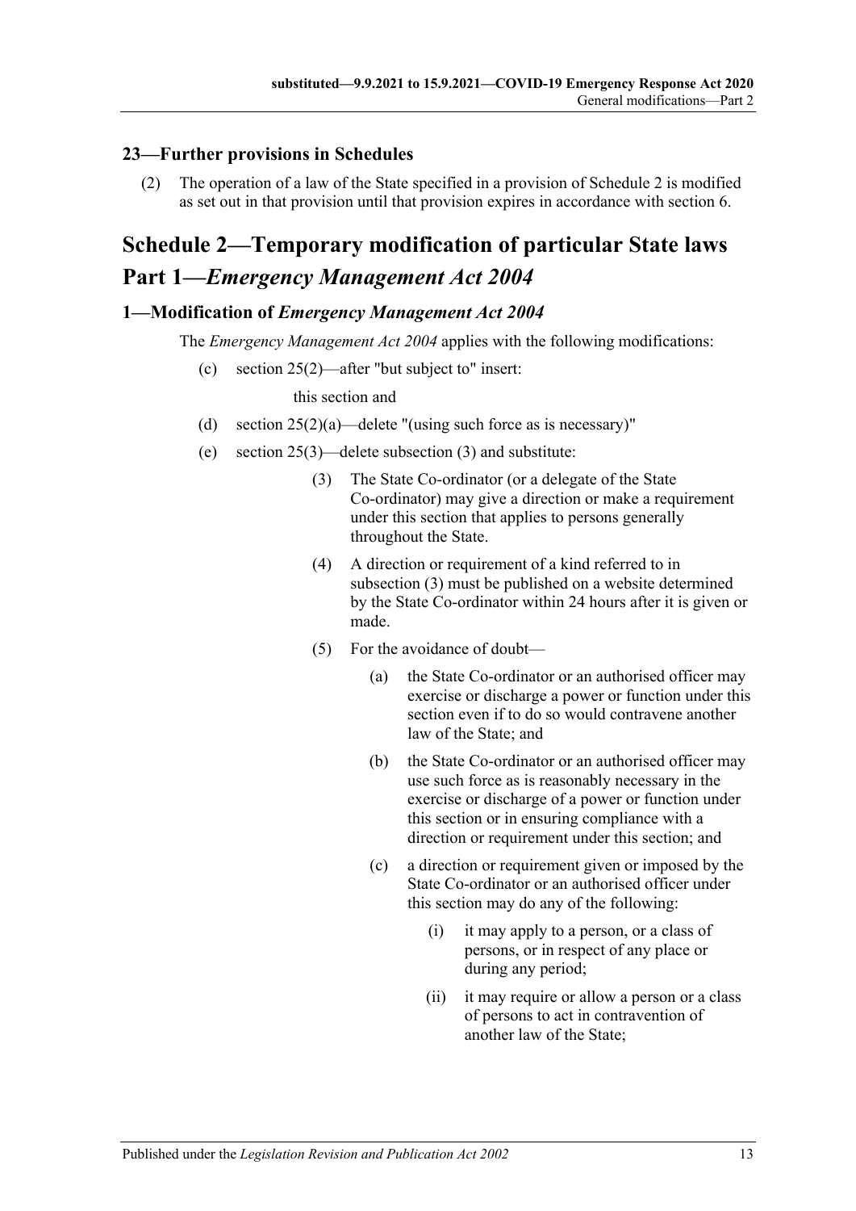## 23—Further provisions in Schedules

(2) The operation of a law of the State specified in a provision of Schedule 2 is modified as set out in that provision until that provision expires in accordance with section 6.

# Schedule 2—Temporary modification of particular State laws

# Part 1—*Emergency Management Act 2004*

### 1—Modification of *Emergency Management Act 2004*

The *Emergency Management Act 2004* applies with the following modifications:

(c) section 25(2)—after "but subject to" insert:

this section and

(d) section 25(2)(a)—delete "(using such force as is necessary)"

(e) section 25(3)—delete subsection (3) and substitute:

(3) The State Co-ordinator (or a delegate of the State Co-ordinator) may give a direction or make a requirement under this section that applies to persons generally throughout the State.

(4) A direction or requirement of a kind referred to in subsection (3) must be published on a website determined by the State Co-ordinator within 24 hours after it is given or made.

(5) For the avoidance of doubt—

(a) the State Co-ordinator or an authorised officer may exercise or discharge a power or function under this section even if to do so would contravene another law of the State; and

(b) the State Co-ordinator or an authorised officer may use such force as is reasonably necessary in the exercise or discharge of a power or function under this section or in ensuring compliance with a direction or requirement under this section; and

(c) a direction or requirement given or imposed by the State Co-ordinator or an authorised officer under this section may do any of the following:

(i) it may apply to a person, or a class of persons, or in respect of any place or during any period;

(ii) it may require or allow a person or a class of persons to act in contravention of another law of the State;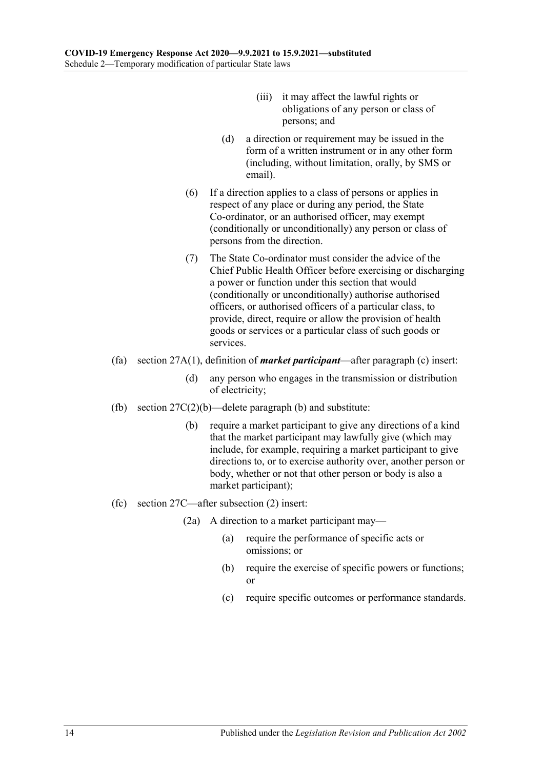(iii) it may affect the lawful rights or obligations of any person or class of persons; and

(d) a direction or requirement may be issued in the form of a written instrument or in any other form (including, without limitation, orally, by SMS or email).

(6) If a direction applies to a class of persons or applies in respect of any place or during any period, the State Co-ordinator, or an authorised officer, may exempt (conditionally or unconditionally) any person or class of persons from the direction.

(7) The State Co-ordinator must consider the advice of the Chief Public Health Officer before exercising or discharging a power or function under this section that would (conditionally or unconditionally) authorise authorised officers, or authorised officers of a particular class, to provide, direct, require or allow the provision of health goods or services or a particular class of such goods or services.

(fa) section 27A(1), definition of ***market participant***—after paragraph (c) insert:

(d) any person who engages in the transmission or distribution of electricity;

(fb) section 27C(2)(b)—delete paragraph (b) and substitute:

(b) require a market participant to give any directions of a kind that the market participant may lawfully give (which may include, for example, requiring a market participant to give directions to, or to exercise authority over, another person or body, whether or not that other person or body is also a market participant);

(fc) section 27C—after subsection (2) insert:

(2a) A direction to a market participant may—

(a) require the performance of specific acts or omissions; or

(b) require the exercise of specific powers or functions; or

(c) require specific outcomes or performance standards.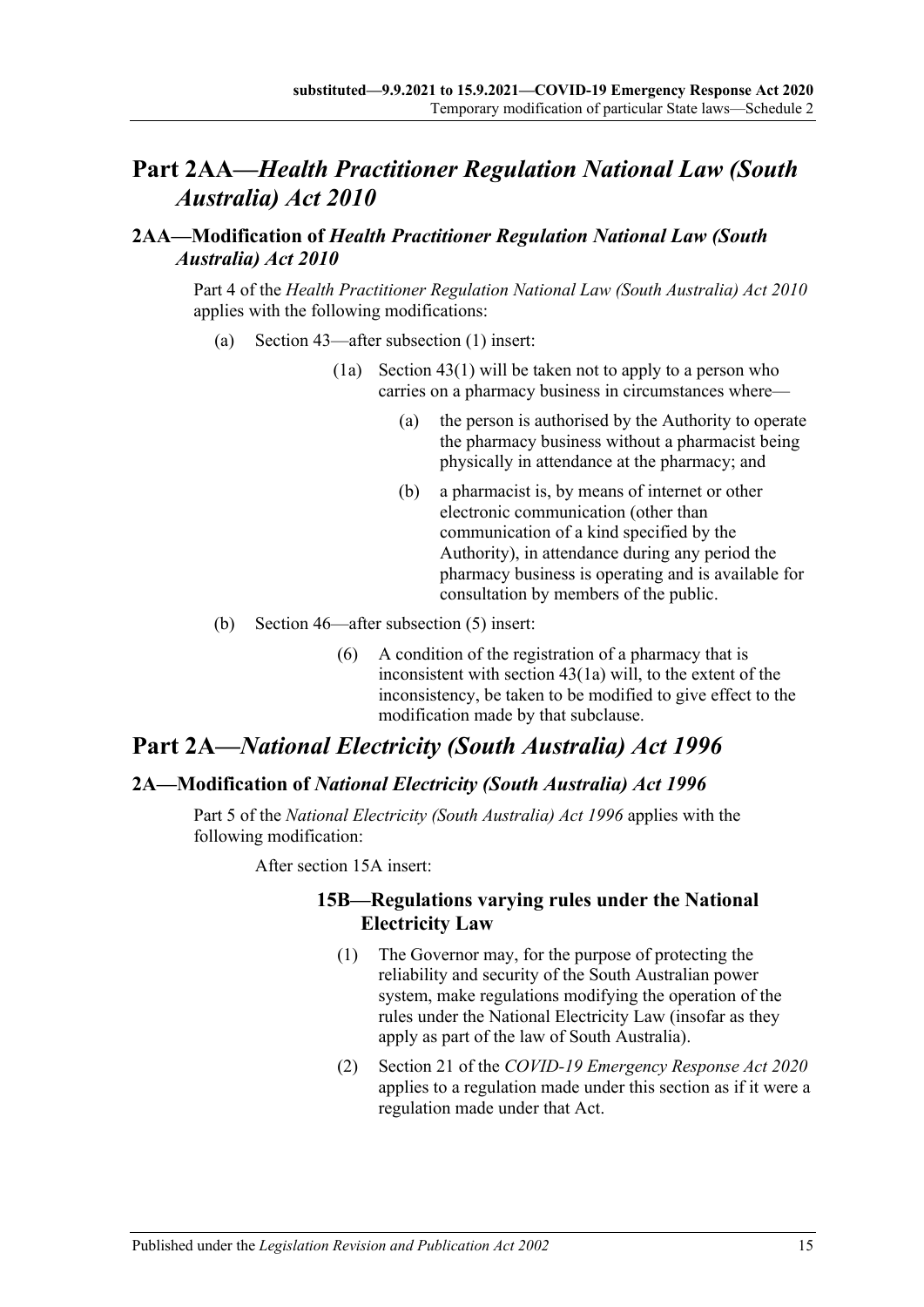# Part 2AA—*Health Practitioner Regulation National Law (South Australia) Act 2010*

## 2AA—Modification of *Health Practitioner Regulation National Law (South Australia) Act 2010*

Part 4 of the *Health Practitioner Regulation National Law (South Australia) Act 2010* applies with the following modifications:

(a) Section 43—after subsection (1) insert:

> (1a) Section 43(1) will be taken not to apply to a person who carries on a pharmacy business in circumstances where—
>
> > (a) the person is authorised by the Authority to operate the pharmacy business without a pharmacist being physically in attendance at the pharmacy; and
> >
> > (b) a pharmacist is, by means of internet or other electronic communication (other than communication of a kind specified by the Authority), in attendance during any period the pharmacy business is operating and is available for consultation by members of the public.

(b) Section 46—after subsection (5) insert:

> (6) A condition of the registration of a pharmacy that is inconsistent with section 43(1a) will, to the extent of the inconsistency, be taken to be modified to give effect to the modification made by that subclause.

# Part 2A—*National Electricity (South Australia) Act 1996*

## 2A—Modification of *National Electricity (South Australia) Act 1996*

Part 5 of the *National Electricity (South Australia) Act 1996* applies with the following modification:

After section 15A insert:

> ### 15B—Regulations varying rules under the National Electricity Law
>
> (1) The Governor may, for the purpose of protecting the reliability and security of the South Australian power system, make regulations modifying the operation of the rules under the National Electricity Law (insofar as they apply as part of the law of South Australia).
>
> (2) Section 21 of the *COVID-19 Emergency Response Act 2020* applies to a regulation made under this section as if it were a regulation made under that Act.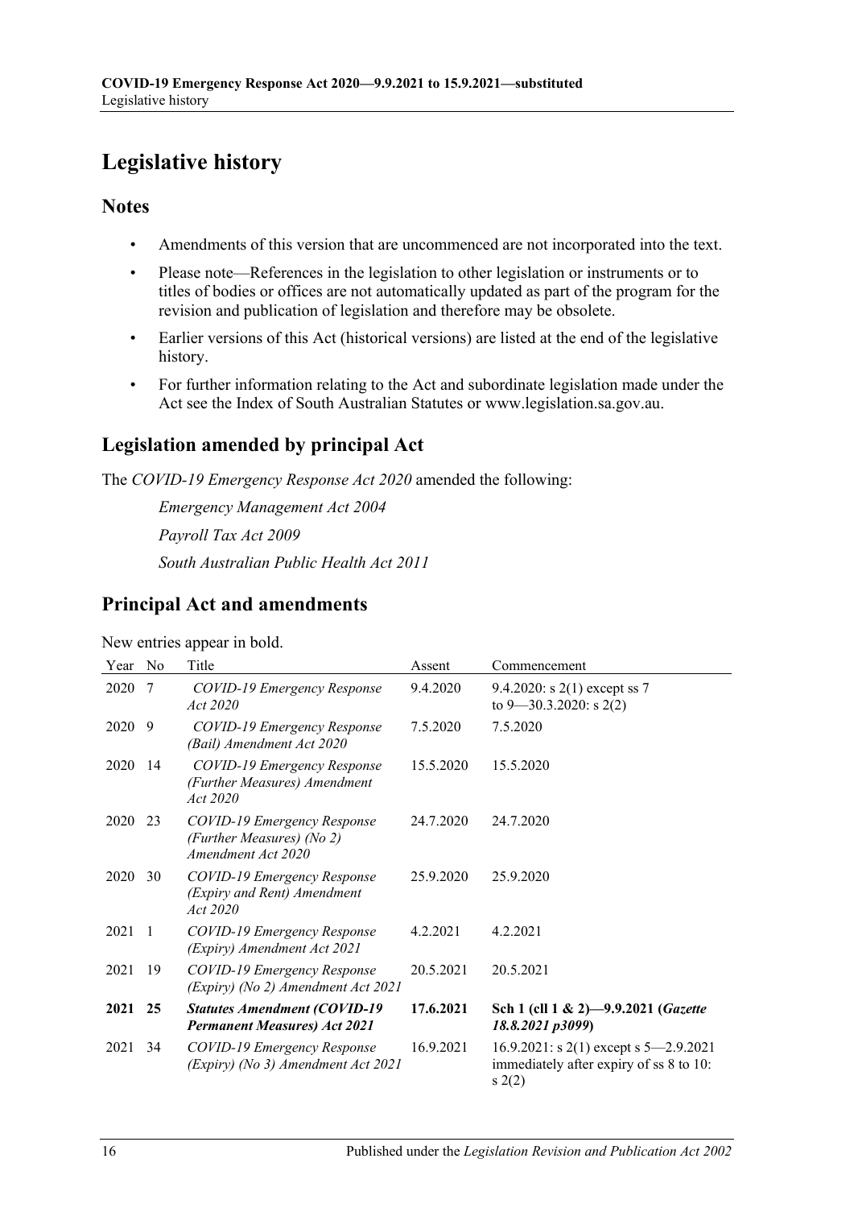# Legislative history

## Notes

- Amendments of this version that are uncommenced are not incorporated into the text.
- Please note—References in the legislation to other legislation or instruments or to titles of bodies or offices are not automatically updated as part of the program for the revision and publication of legislation and therefore may be obsolete.
- Earlier versions of this Act (historical versions) are listed at the end of the legislative history.
- For further information relating to the Act and subordinate legislation made under the Act see the Index of South Australian Statutes or www.legislation.sa.gov.au.

## Legislation amended by principal Act

The *COVID-19 Emergency Response Act 2020* amended the following:

*Emergency Management Act 2004*

*Payroll Tax Act 2009*

*South Australian Public Health Act 2011*

## Principal Act and amendments

New entries appear in bold.

| Year | No | Title | Assent | Commencement |
|---|---|---|---|---|
| 2020 | 7 | *COVID-19 Emergency Response Act 2020* | 9.4.2020 | 9.4.2020: s 2(1) except ss 7 to 9—30.3.2020: s 2(2) |
| 2020 | 9 | *COVID-19 Emergency Response (Bail) Amendment Act 2020* | 7.5.2020 | 7.5.2020 |
| 2020 | 14 | *COVID-19 Emergency Response (Further Measures) Amendment Act 2020* | 15.5.2020 | 15.5.2020 |
| 2020 | 23 | *COVID-19 Emergency Response (Further Measures) (No 2) Amendment Act 2020* | 24.7.2020 | 24.7.2020 |
| 2020 | 30 | *COVID-19 Emergency Response (Expiry and Rent) Amendment Act 2020* | 25.9.2020 | 25.9.2020 |
| 2021 | 1 | *COVID-19 Emergency Response (Expiry) Amendment Act 2021* | 4.2.2021 | 4.2.2021 |
| 2021 | 19 | *COVID-19 Emergency Response (Expiry) (No 2) Amendment Act 2021* | 20.5.2021 | 20.5.2021 |
| **2021** | **25** | ***Statutes Amendment (COVID-19 Permanent Measures) Act 2021*** | **17.6.2021** | **Sch 1 (cll 1 & 2)—9.9.2021 (*Gazette 18.8.2021 p3099*)** |
| 2021 | 34 | *COVID-19 Emergency Response (Expiry) (No 3) Amendment Act 2021* | 16.9.2021 | 16.9.2021: s 2(1) except s 5—2.9.2021 immediately after expiry of ss 8 to 10: s 2(2) |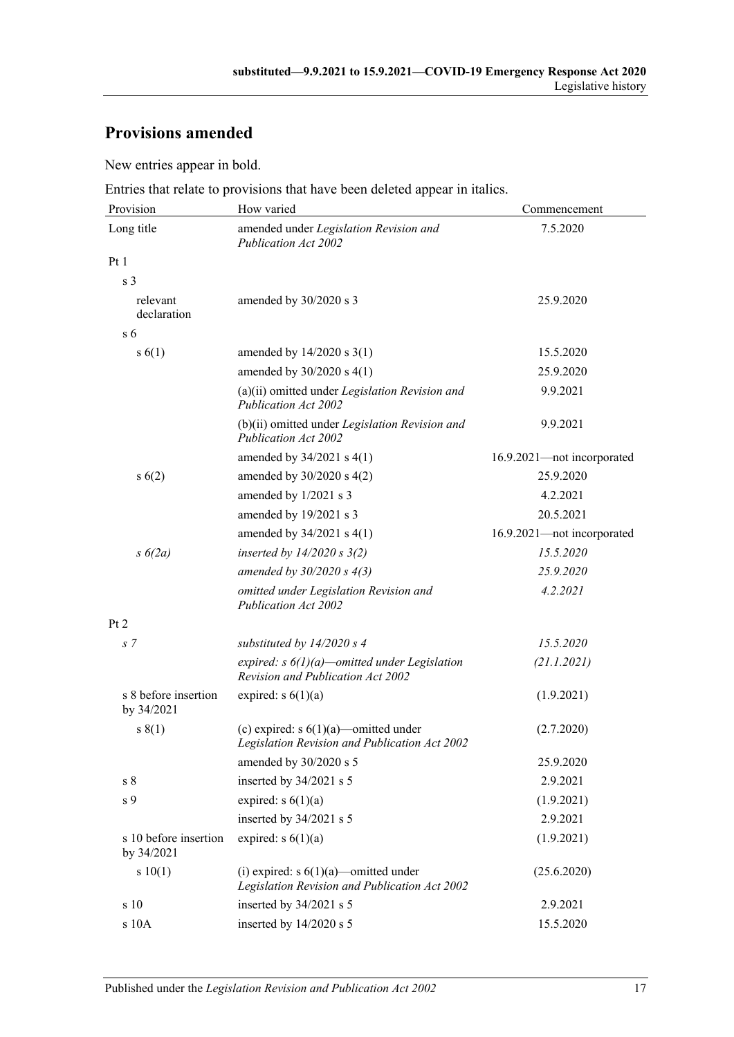## Provisions amended

New entries appear in bold.

Entries that relate to provisions that have been deleted appear in italics.

| Provision | How varied | Commencement |
|---|---|---|
| Long title | amended under *Legislation Revision and Publication Act 2002* | 7.5.2020 |
| Pt 1 | | |
| s 3 | | |
| relevant declaration | amended by 30/2020 s 3 | 25.9.2020 |
| s 6 | | |
| s 6(1) | amended by 14/2020 s 3(1) | 15.5.2020 |
| | amended by 30/2020 s 4(1) | 25.9.2020 |
| | (a)(ii) omitted under *Legislation Revision and Publication Act 2002* | 9.9.2021 |
| | (b)(ii) omitted under *Legislation Revision and Publication Act 2002* | 9.9.2021 |
| | amended by 34/2021 s 4(1) | 16.9.2021—not incorporated |
| s 6(2) | amended by 30/2020 s 4(2) | 25.9.2020 |
| | amended by 1/2021 s 3 | 4.2.2021 |
| | amended by 19/2021 s 3 | 20.5.2021 |
| | amended by 34/2021 s 4(1) | 16.9.2021—not incorporated |
| *s 6(2a)* | *inserted by 14/2020 s 3(2)* | *15.5.2020* |
| | *amended by 30/2020 s 4(3)* | *25.9.2020* |
| | *omitted under Legislation Revision and Publication Act 2002* | *4.2.2021* |
| Pt 2 | | |
| *s 7* | *substituted by 14/2020 s 4* | *15.5.2020* |
| | *expired: s 6(1)(a)—omitted under Legislation Revision and Publication Act 2002* | *(21.1.2021)* |
| s 8 before insertion by 34/2021 | expired: s 6(1)(a) | (1.9.2021) |
| s 8(1) | (c) expired: s 6(1)(a)—omitted under *Legislation Revision and Publication Act 2002* | (2.7.2020) |
| | amended by 30/2020 s 5 | 25.9.2020 |
| s 8 | inserted by 34/2021 s 5 | 2.9.2021 |
| s 9 | expired: s 6(1)(a) | (1.9.2021) |
| | inserted by 34/2021 s 5 | 2.9.2021 |
| s 10 before insertion by 34/2021 | expired: s 6(1)(a) | (1.9.2021) |
| s 10(1) | (i) expired: s 6(1)(a)—omitted under *Legislation Revision and Publication Act 2002* | (25.6.2020) |
| s 10 | inserted by 34/2021 s 5 | 2.9.2021 |
| s 10A | inserted by 14/2020 s 5 | 15.5.2020 |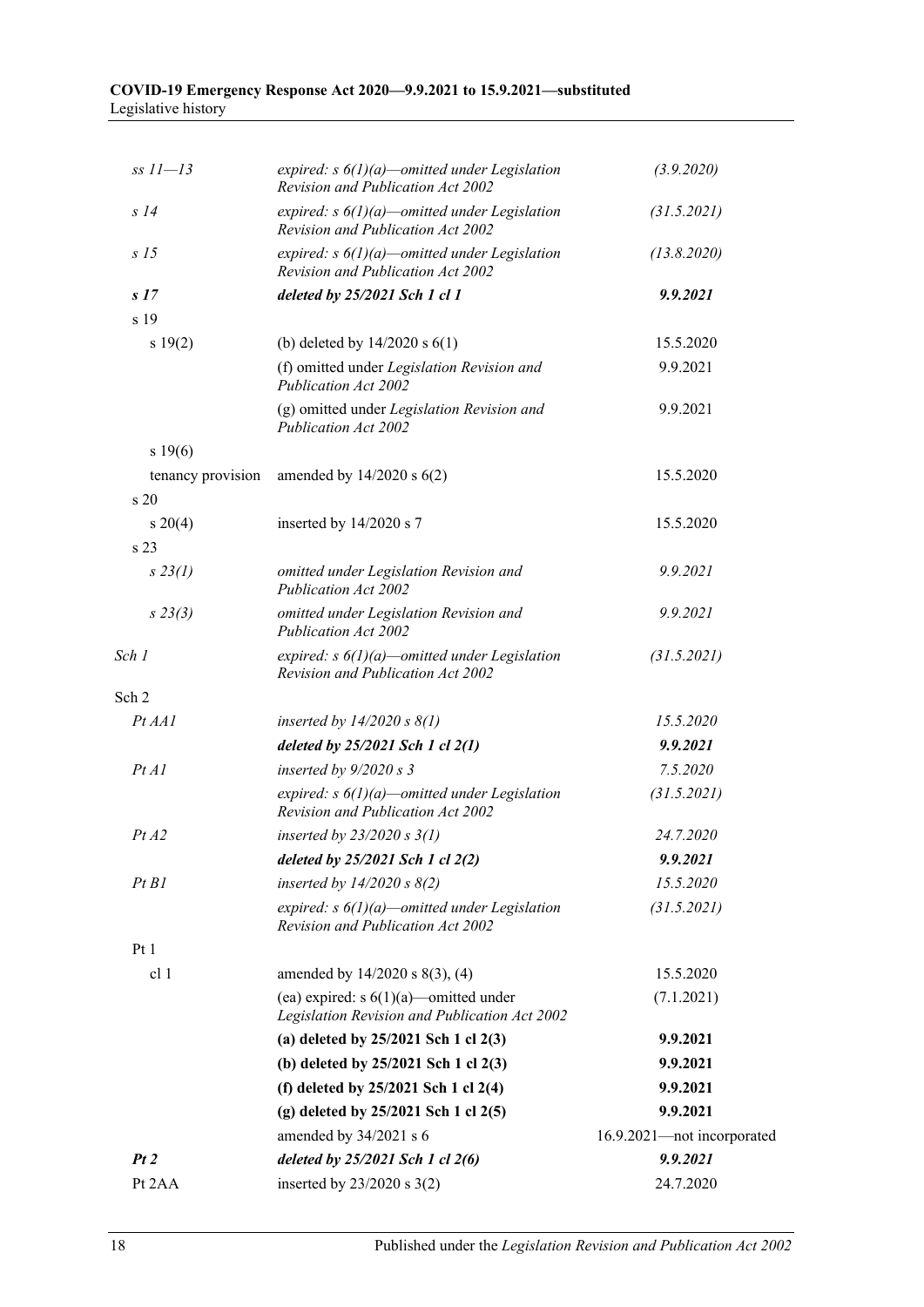| | | |
|---|---|---|
| *ss 11—13* | *expired: s 6(1)(a)—omitted under Legislation Revision and Publication Act 2002* | *(3.9.2020)* |
| *s 14* | *expired: s 6(1)(a)—omitted under Legislation Revision and Publication Act 2002* | *(31.5.2021)* |
| *s 15* | *expired: s 6(1)(a)—omitted under Legislation Revision and Publication Act 2002* | *(13.8.2020)* |
| ***s 17*** | ***deleted by 25/2021 Sch 1 cl 1*** | ***9.9.2021*** |
| s 19 | | |
| s 19(2) | (b) deleted by 14/2020 s 6(1) | 15.5.2020 |
| | (f) omitted under *Legislation Revision and Publication Act 2002* | 9.9.2021 |
| | (g) omitted under *Legislation Revision and Publication Act 2002* | 9.9.2021 |
| s 19(6) | | |
| tenancy provision | amended by 14/2020 s 6(2) | 15.5.2020 |
| s 20 | | |
| s 20(4) | inserted by 14/2020 s 7 | 15.5.2020 |
| s 23 | | |
| *s 23(1)* | *omitted under Legislation Revision and Publication Act 2002* | *9.9.2021* |
| *s 23(3)* | *omitted under Legislation Revision and Publication Act 2002* | *9.9.2021* |
| *Sch 1* | *expired: s 6(1)(a)—omitted under Legislation Revision and Publication Act 2002* | *(31.5.2021)* |
| Sch 2 | | |
| *Pt AA1* | *inserted by 14/2020 s 8(1)* | *15.5.2020* |
| | ***deleted by 25/2021 Sch 1 cl 2(1)*** | ***9.9.2021*** |
| *Pt A1* | *inserted by 9/2020 s 3* | *7.5.2020* |
| | *expired: s 6(1)(a)—omitted under Legislation Revision and Publication Act 2002* | *(31.5.2021)* |
| *Pt A2* | *inserted by 23/2020 s 3(1)* | *24.7.2020* |
| | ***deleted by 25/2021 Sch 1 cl 2(2)*** | ***9.9.2021*** |
| *Pt B1* | *inserted by 14/2020 s 8(2)* | *15.5.2020* |
| | *expired: s 6(1)(a)—omitted under Legislation Revision and Publication Act 2002* | *(31.5.2021)* |
| Pt 1 | | |
| cl 1 | amended by 14/2020 s 8(3), (4) | 15.5.2020 |
| | (ea) expired: s 6(1)(a)—omitted under *Legislation Revision and Publication Act 2002* | (7.1.2021) |
| | **(a) deleted by 25/2021 Sch 1 cl 2(3)** | **9.9.2021** |
| | **(b) deleted by 25/2021 Sch 1 cl 2(3)** | **9.9.2021** |
| | **(f) deleted by 25/2021 Sch 1 cl 2(4)** | **9.9.2021** |
| | **(g) deleted by 25/2021 Sch 1 cl 2(5)** | **9.9.2021** |
| | amended by 34/2021 s 6 | 16.9.2021—not incorporated |
| ***Pt 2*** | ***deleted by 25/2021 Sch 1 cl 2(6)*** | ***9.9.2021*** |
| Pt 2AA | inserted by 23/2020 s 3(2) | 24.7.2020 |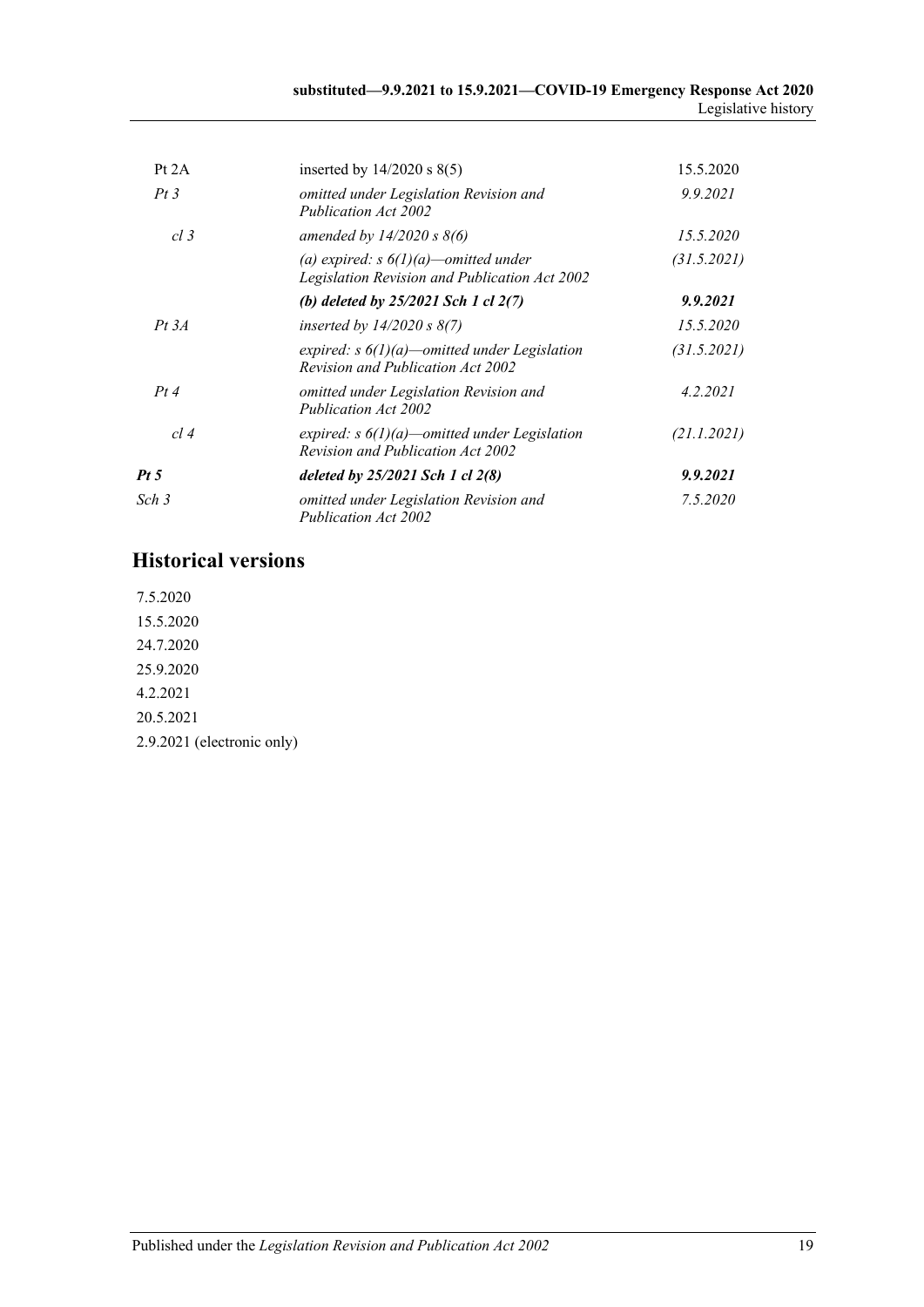| | | |
|---|---|---|
| Pt 2A | inserted by 14/2020 s 8(5) | 15.5.2020 |
| *Pt 3* | *omitted under Legislation Revision and Publication Act 2002* | *9.9.2021* |
| *cl 3* | *amended by 14/2020 s 8(6)* | *15.5.2020* |
| | *(a) expired: s 6(1)(a)—omitted under Legislation Revision and Publication Act 2002* | *(31.5.2021)* |
| | ***(b) deleted by 25/2021 Sch 1 cl 2(7)*** | ***9.9.2021*** |
| *Pt 3A* | *inserted by 14/2020 s 8(7)* | *15.5.2020* |
| | *expired: s 6(1)(a)—omitted under Legislation Revision and Publication Act 2002* | *(31.5.2021)* |
| *Pt 4* | *omitted under Legislation Revision and Publication Act 2002* | *4.2.2021* |
| *cl 4* | *expired: s 6(1)(a)—omitted under Legislation Revision and Publication Act 2002* | *(21.1.2021)* |
| ***Pt 5*** | ***deleted by 25/2021 Sch 1 cl 2(8)*** | ***9.9.2021*** |
| *Sch 3* | *omitted under Legislation Revision and Publication Act 2002* | *7.5.2020* |

## Historical versions

7.5.2020

15.5.2020

24.7.2020

25.9.2020

4.2.2021

20.5.2021

2.9.2021 (electronic only)